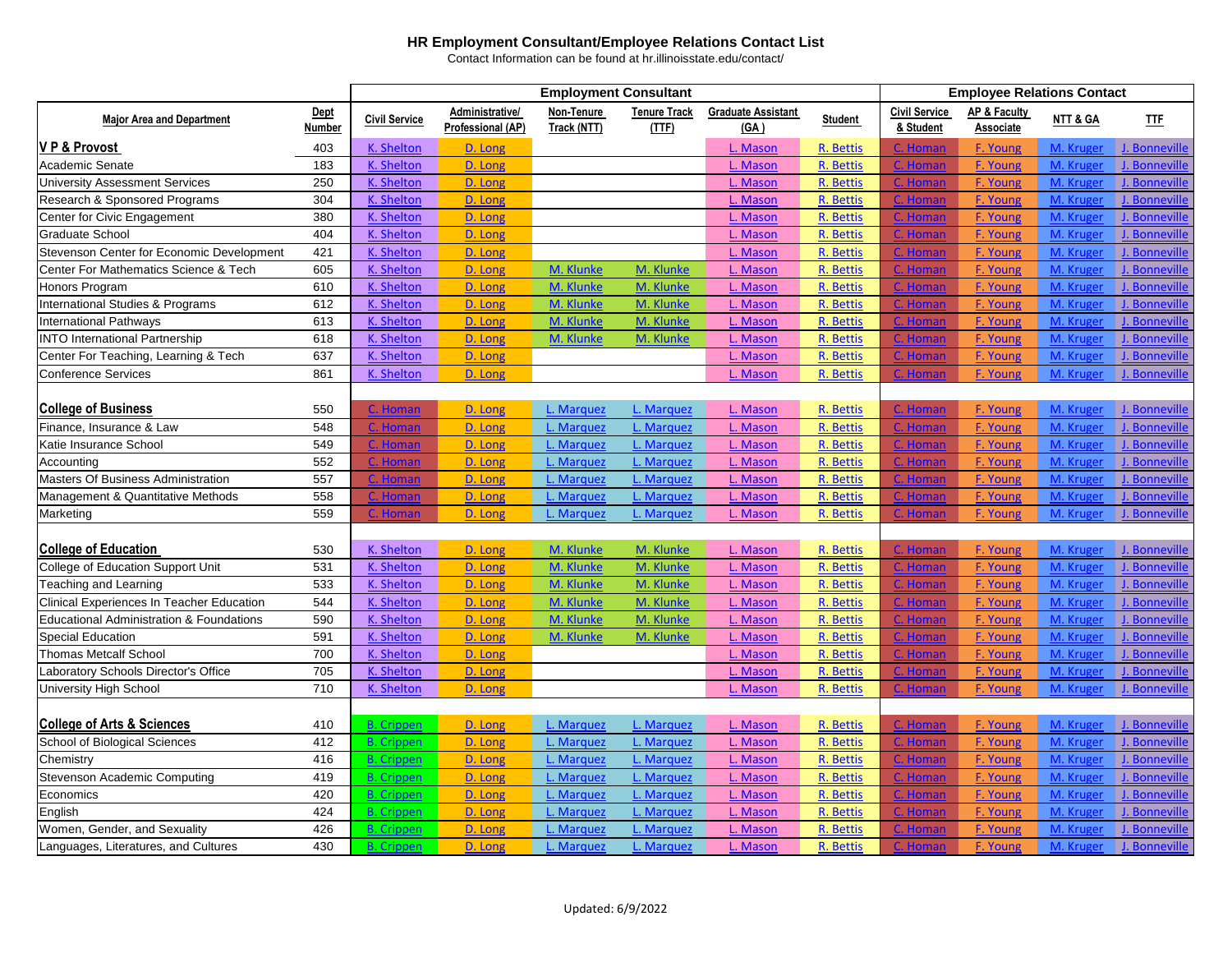## HR Employment Consultant/Employee Relations Contact List

Contact Information can be found at hr.illinoisstate.edu/contact/

| | | Employment Consultant | | | | | | Employee Relations Contact | | | |
|---|---|---|---|---|---|---|---|---|---|---|---|
| **Major Area and Department** | **Dept Number** | **Civil Service** | **Administrative/ Professional (AP)** | **Non-Tenure Track (NTT)** | **Tenure Track (TTF)** | **Graduate Assistant (GA )** | **Student** | **Civil Service & Student** | **AP & Faculty Associate** | **NTT & GA** | **TTF** |
| **V P & Provost** | 403 | K. Shelton | D. Long | | | L. Mason | R. Bettis | C. Homan | F. Young | M. Kruger | J. Bonneville |
| Academic Senate | 183 | K. Shelton | D. Long | | | L. Mason | R. Bettis | C. Homan | F. Young | M. Kruger | J. Bonneville |
| University Assessment Services | 250 | K. Shelton | D. Long | | | L. Mason | R. Bettis | C. Homan | F. Young | M. Kruger | J. Bonneville |
| Research & Sponsored Programs | 304 | K. Shelton | D. Long | | | L. Mason | R. Bettis | C. Homan | F. Young | M. Kruger | J. Bonneville |
| Center for Civic Engagement | 380 | K. Shelton | D. Long | | | L. Mason | R. Bettis | C. Homan | F. Young | M. Kruger | J. Bonneville |
| Graduate School | 404 | K. Shelton | D. Long | | | L. Mason | R. Bettis | C. Homan | F. Young | M. Kruger | J. Bonneville |
| Stevenson Center for Economic Development | 421 | K. Shelton | D. Long | | | L. Mason | R. Bettis | C. Homan | F. Young | M. Kruger | J. Bonneville |
| Center For Mathematics Science & Tech | 605 | K. Shelton | D. Long | M. Klunke | M. Klunke | L. Mason | R. Bettis | C. Homan | F. Young | M. Kruger | J. Bonneville |
| Honors Program | 610 | K. Shelton | D. Long | M. Klunke | M. Klunke | L. Mason | R. Bettis | C. Homan | F. Young | M. Kruger | J. Bonneville |
| International Studies & Programs | 612 | K. Shelton | D. Long | M. Klunke | M. Klunke | L. Mason | R. Bettis | C. Homan | F. Young | M. Kruger | J. Bonneville |
| International Pathways | 613 | K. Shelton | D. Long | M. Klunke | M. Klunke | L. Mason | R. Bettis | C. Homan | F. Young | M. Kruger | J. Bonneville |
| INTO International Partnership | 618 | K. Shelton | D. Long | M. Klunke | M. Klunke | L. Mason | R. Bettis | C. Homan | F. Young | M. Kruger | J. Bonneville |
| Center For Teaching, Learning & Tech | 637 | K. Shelton | D. Long | | | L. Mason | R. Bettis | C. Homan | F. Young | M. Kruger | J. Bonneville |
| Conference Services | 861 | K. Shelton | D. Long | | | L. Mason | R. Bettis | C. Homan | F. Young | M. Kruger | J. Bonneville |
| | | | | | | | | | | | |
| **College of Business** | 550 | C. Homan | D. Long | L. Marquez | L. Marquez | L. Mason | R. Bettis | C. Homan | F. Young | M. Kruger | J. Bonneville |
| Finance, Insurance & Law | 548 | C. Homan | D. Long | L. Marquez | L. Marquez | L. Mason | R. Bettis | C. Homan | F. Young | M. Kruger | J. Bonneville |
| Katie Insurance School | 549 | C. Homan | D. Long | L. Marquez | L. Marquez | L. Mason | R. Bettis | C. Homan | F. Young | M. Kruger | J. Bonneville |
| Accounting | 552 | C. Homan | D. Long | L. Marquez | L. Marquez | L. Mason | R. Bettis | C. Homan | F. Young | M. Kruger | J. Bonneville |
| Masters Of Business Administration | 557 | C. Homan | D. Long | L. Marquez | L. Marquez | L. Mason | R. Bettis | C. Homan | F. Young | M. Kruger | J. Bonneville |
| Management & Quantitative Methods | 558 | C. Homan | D. Long | L. Marquez | L. Marquez | L. Mason | R. Bettis | C. Homan | F. Young | M. Kruger | J. Bonneville |
| Marketing | 559 | C. Homan | D. Long | L. Marquez | L. Marquez | L. Mason | R. Bettis | C. Homan | F. Young | M. Kruger | J. Bonneville |
| | | | | | | | | | | | |
| **College of Education** | 530 | K. Shelton | D. Long | M. Klunke | M. Klunke | L. Mason | R. Bettis | C. Homan | F. Young | M. Kruger | J. Bonneville |
| College of Education Support Unit | 531 | K. Shelton | D. Long | M. Klunke | M. Klunke | L. Mason | R. Bettis | C. Homan | F. Young | M. Kruger | J. Bonneville |
| Teaching and Learning | 533 | K. Shelton | D. Long | M. Klunke | M. Klunke | L. Mason | R. Bettis | C. Homan | F. Young | M. Kruger | J. Bonneville |
| Clinical Experiences In Teacher Education | 544 | K. Shelton | D. Long | M. Klunke | M. Klunke | L. Mason | R. Bettis | C. Homan | F. Young | M. Kruger | J. Bonneville |
| Educational Administration & Foundations | 590 | K. Shelton | D. Long | M. Klunke | M. Klunke | L. Mason | R. Bettis | C. Homan | F. Young | M. Kruger | J. Bonneville |
| Special Education | 591 | K. Shelton | D. Long | M. Klunke | M. Klunke | L. Mason | R. Bettis | C. Homan | F. Young | M. Kruger | J. Bonneville |
| Thomas Metcalf School | 700 | K. Shelton | D. Long | | | L. Mason | R. Bettis | C. Homan | F. Young | M. Kruger | J. Bonneville |
| Laboratory Schools Director's Office | 705 | K. Shelton | D. Long | | | L. Mason | R. Bettis | C. Homan | F. Young | M. Kruger | J. Bonneville |
| University High School | 710 | K. Shelton | D. Long | | | L. Mason | R. Bettis | C. Homan | F. Young | M. Kruger | J. Bonneville |
| | | | | | | | | | | | |
| **College of Arts & Sciences** | 410 | B. Crippen | D. Long | L. Marquez | L. Marquez | L. Mason | R. Bettis | C. Homan | F. Young | M. Kruger | J. Bonneville |
| School of Biological Sciences | 412 | B. Crippen | D. Long | L. Marquez | L. Marquez | L. Mason | R. Bettis | C. Homan | F. Young | M. Kruger | J. Bonneville |
| Chemistry | 416 | B. Crippen | D. Long | L. Marquez | L. Marquez | L. Mason | R. Bettis | C. Homan | F. Young | M. Kruger | J. Bonneville |
| Stevenson Academic Computing | 419 | B. Crippen | D. Long | L. Marquez | L. Marquez | L. Mason | R. Bettis | C. Homan | F. Young | M. Kruger | J. Bonneville |
| Economics | 420 | B. Crippen | D. Long | L. Marquez | L. Marquez | L. Mason | R. Bettis | C. Homan | F. Young | M. Kruger | J. Bonneville |
| English | 424 | B. Crippen | D. Long | L. Marquez | L. Marquez | L. Mason | R. Bettis | C. Homan | F. Young | M. Kruger | J. Bonneville |
| Women, Gender, and Sexuality | 426 | B. Crippen | D. Long | L. Marquez | L. Marquez | L. Mason | R. Bettis | C. Homan | F. Young | M. Kruger | J. Bonneville |
| Languages, Literatures, and Cultures | 430 | B. Crippen | D. Long | L. Marquez | L. Marquez | L. Mason | R. Bettis | C. Homan | F. Young | M. Kruger | J. Bonneville |

Updated: 6/9/2022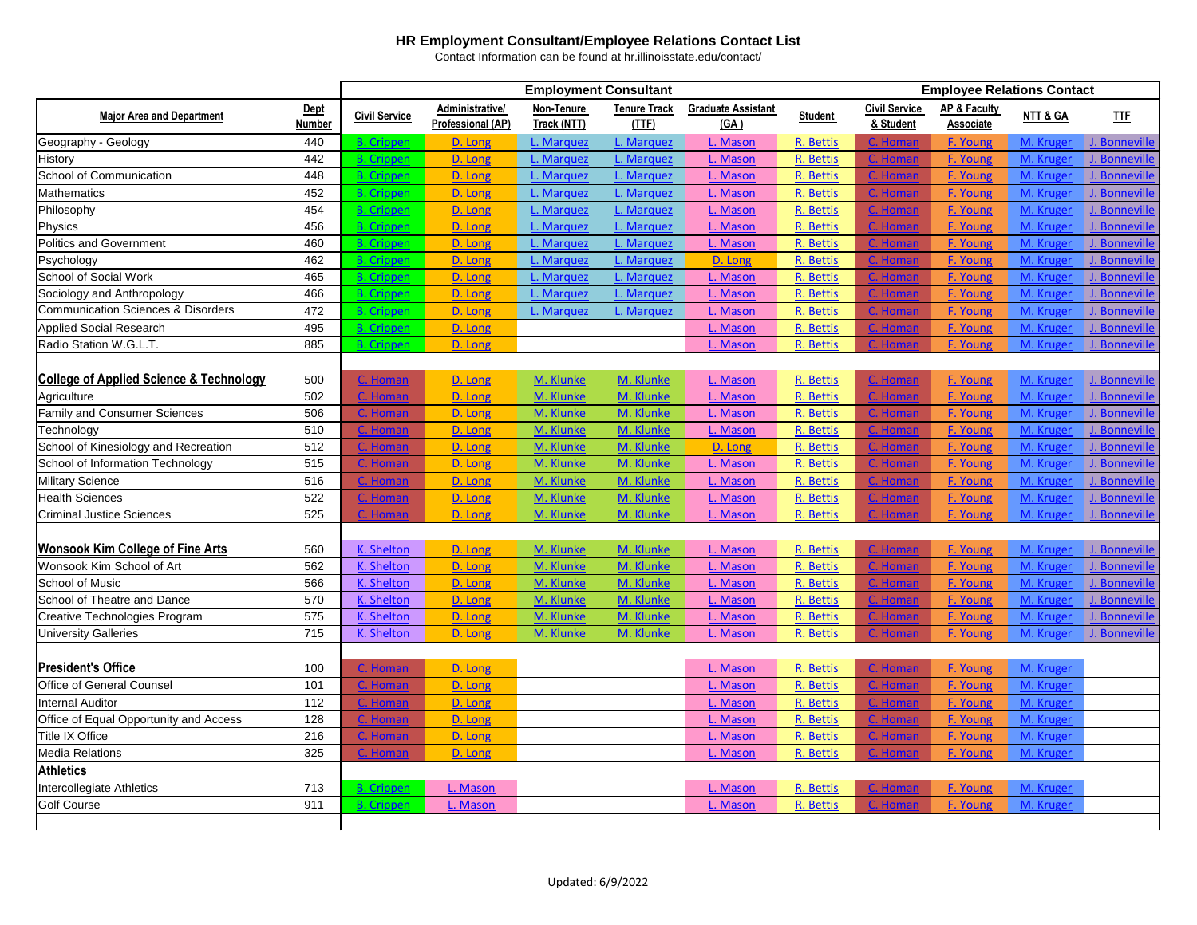# HR Employment Consultant/Employee Relations Contact List

Contact Information can be found at hr.illinoisstate.edu/contact/

| | | Employment Consultant | | | | | | Employee Relations Contact | | | |
|---|---|---|---|---|---|---|---|---|---|---|---|
| **Major Area and Department** | **Dept Number** | **Civil Service** | **Administrative/ Professional (AP)** | **Non-Tenure Track (NTT)** | **Tenure Track (TTF)** | **Graduate Assistant (GA)** | **Student** | **Civil Service & Student** | **AP & Faculty Associate** | **NTT & GA** | **TTF** |
| Geography - Geology | 440 | B. Crippen | D. Long | L. Marquez | L. Marquez | L. Mason | R. Bettis | C. Homan | F. Young | M. Kruger | J. Bonneville |
| History | 442 | B. Crippen | D. Long | L. Marquez | L. Marquez | L. Mason | R. Bettis | C. Homan | F. Young | M. Kruger | J. Bonneville |
| School of Communication | 448 | B. Crippen | D. Long | L. Marquez | L. Marquez | L. Mason | R. Bettis | C. Homan | F. Young | M. Kruger | J. Bonneville |
| Mathematics | 452 | B. Crippen | D. Long | L. Marquez | L. Marquez | L. Mason | R. Bettis | C. Homan | F. Young | M. Kruger | J. Bonneville |
| Philosophy | 454 | B. Crippen | D. Long | L. Marquez | L. Marquez | L. Mason | R. Bettis | C. Homan | F. Young | M. Kruger | J. Bonneville |
| Physics | 456 | B. Crippen | D. Long | L. Marquez | L. Marquez | L. Mason | R. Bettis | C. Homan | F. Young | M. Kruger | J. Bonneville |
| Politics and Government | 460 | B. Crippen | D. Long | L. Marquez | L. Marquez | L. Mason | R. Bettis | C. Homan | F. Young | M. Kruger | J. Bonneville |
| Psychology | 462 | B. Crippen | D. Long | L. Marquez | L. Marquez | D. Long | R. Bettis | C. Homan | F. Young | M. Kruger | J. Bonneville |
| School of Social Work | 465 | B. Crippen | D. Long | L. Marquez | L. Marquez | L. Mason | R. Bettis | C. Homan | F. Young | M. Kruger | J. Bonneville |
| Sociology and Anthropology | 466 | B. Crippen | D. Long | L. Marquez | L. Marquez | L. Mason | R. Bettis | C. Homan | F. Young | M. Kruger | J. Bonneville |
| Communication Sciences & Disorders | 472 | B. Crippen | D. Long | L. Marquez | L. Marquez | L. Mason | R. Bettis | C. Homan | F. Young | M. Kruger | J. Bonneville |
| Applied Social Research | 495 | B. Crippen | D. Long | | | L. Mason | R. Bettis | C. Homan | F. Young | M. Kruger | J. Bonneville |
| Radio Station W.G.L.T. | 885 | B. Crippen | D. Long | | | L. Mason | R. Bettis | C. Homan | F. Young | M. Kruger | J. Bonneville |
| | | | | | | | | | | | |
| **College of Applied Science & Technology** | 500 | C. Homan | D. Long | M. Klunke | M. Klunke | L. Mason | R. Bettis | C. Homan | F. Young | M. Kruger | J. Bonneville |
| Agriculture | 502 | C. Homan | D. Long | M. Klunke | M. Klunke | L. Mason | R. Bettis | C. Homan | F. Young | M. Kruger | J. Bonneville |
| Family and Consumer Sciences | 506 | C. Homan | D. Long | M. Klunke | M. Klunke | L. Mason | R. Bettis | C. Homan | F. Young | M. Kruger | J. Bonneville |
| Technology | 510 | C. Homan | D. Long | M. Klunke | M. Klunke | L. Mason | R. Bettis | C. Homan | F. Young | M. Kruger | J. Bonneville |
| School of Kinesiology and Recreation | 512 | C. Homan | D. Long | M. Klunke | M. Klunke | D. Long | R. Bettis | C. Homan | F. Young | M. Kruger | J. Bonneville |
| School of Information Technology | 515 | C. Homan | D. Long | M. Klunke | M. Klunke | L. Mason | R. Bettis | C. Homan | F. Young | M. Kruger | J. Bonneville |
| Military Science | 516 | C. Homan | D. Long | M. Klunke | M. Klunke | L. Mason | R. Bettis | C. Homan | F. Young | M. Kruger | J. Bonneville |
| Health Sciences | 522 | C. Homan | D. Long | M. Klunke | M. Klunke | L. Mason | R. Bettis | C. Homan | F. Young | M. Kruger | J. Bonneville |
| Criminal Justice Sciences | 525 | C. Homan | D. Long | M. Klunke | M. Klunke | L. Mason | R. Bettis | C. Homan | F. Young | M. Kruger | J. Bonneville |
| | | | | | | | | | | | |
| **Wonsook Kim College of Fine Arts** | 560 | K. Shelton | D. Long | M. Klunke | M. Klunke | L. Mason | R. Bettis | C. Homan | F. Young | M. Kruger | J. Bonneville |
| Wonsook Kim School of Art | 562 | K. Shelton | D. Long | M. Klunke | M. Klunke | L. Mason | R. Bettis | C. Homan | F. Young | M. Kruger | J. Bonneville |
| School of Music | 566 | K. Shelton | D. Long | M. Klunke | M. Klunke | L. Mason | R. Bettis | C. Homan | F. Young | M. Kruger | J. Bonneville |
| School of Theatre and Dance | 570 | K. Shelton | D. Long | M. Klunke | M. Klunke | L. Mason | R. Bettis | C. Homan | F. Young | M. Kruger | J. Bonneville |
| Creative Technologies Program | 575 | K. Shelton | D. Long | M. Klunke | M. Klunke | L. Mason | R. Bettis | C. Homan | F. Young | M. Kruger | J. Bonneville |
| University Galleries | 715 | K. Shelton | D. Long | M. Klunke | M. Klunke | L. Mason | R. Bettis | C. Homan | F. Young | M. Kruger | J. Bonneville |
| | | | | | | | | | | | |
| **President's Office** | 100 | C. Homan | D. Long | | | L. Mason | R. Bettis | C. Homan | F. Young | M. Kruger | |
| Office of General Counsel | 101 | C. Homan | D. Long | | | L. Mason | R. Bettis | C. Homan | F. Young | M. Kruger | |
| Internal Auditor | 112 | C. Homan | D. Long | | | L. Mason | R. Bettis | C. Homan | F. Young | M. Kruger | |
| Office of Equal Opportunity and Access | 128 | C. Homan | D. Long | | | L. Mason | R. Bettis | C. Homan | F. Young | M. Kruger | |
| Title IX Office | 216 | C. Homan | D. Long | | | L. Mason | R. Bettis | C. Homan | F. Young | M. Kruger | |
| Media Relations | 325 | C. Homan | D. Long | | | L. Mason | R. Bettis | C. Homan | F. Young | M. Kruger | |
| **Athletics** | | | | | | | | | | | |
| Intercollegiate Athletics | 713 | B. Crippen | L. Mason | | | L. Mason | R. Bettis | C. Homan | F. Young | M. Kruger | |
| Golf Course | 911 | B. Crippen | L. Mason | | | L. Mason | R. Bettis | C. Homan | F. Young | M. Kruger | |

Updated: 6/9/2022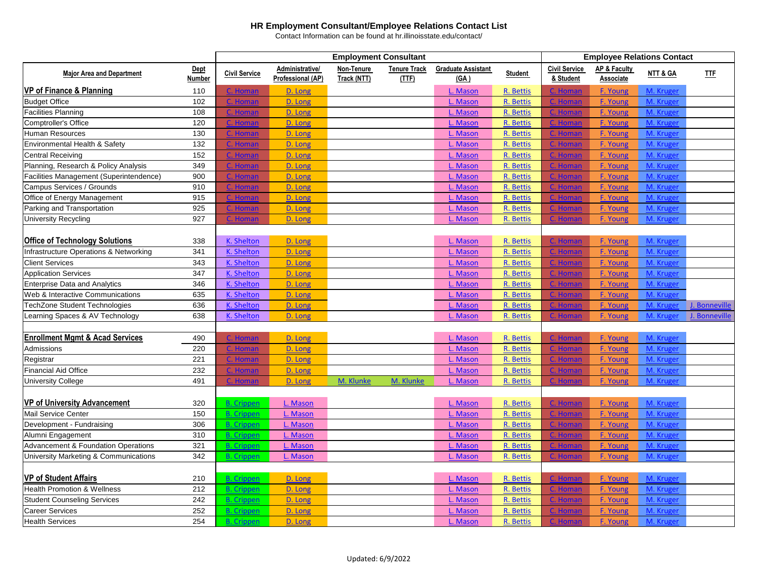# HR Employment Consultant/Employee Relations Contact List

Contact Information can be found at hr.illinoisstate.edu/contact/

| | | Employment Consultant | | | | | | Employee Relations Contact | | | |
|---|---|---|---|---|---|---|---|---|---|---|---|
| **Major Area and Department** | **Dept Number** | **Civil Service** | **Administrative/ Professional (AP)** | **Non-Tenure Track (NTT)** | **Tenure Track (TTF)** | **Graduate Assistant (GA )** | **Student** | **Civil Service & Student** | **AP & Faculty Associate** | **NTT & GA** | **TTF** |
| **VP of Finance & Planning** | 110 | C. Homan | D. Long | | | L. Mason | R. Bettis | C. Homan | F. Young | M. Kruger | |
| Budget Office | 102 | C. Homan | D. Long | | | L. Mason | R. Bettis | C. Homan | F. Young | M. Kruger | |
| Facilities Planning | 108 | C. Homan | D. Long | | | L. Mason | R. Bettis | C. Homan | F. Young | M. Kruger | |
| Comptroller's Office | 120 | C. Homan | D. Long | | | L. Mason | R. Bettis | C. Homan | F. Young | M. Kruger | |
| Human Resources | 130 | C. Homan | D. Long | | | L. Mason | R. Bettis | C. Homan | F. Young | M. Kruger | |
| Environmental Health & Safety | 132 | C. Homan | D. Long | | | L. Mason | R. Bettis | C. Homan | F. Young | M. Kruger | |
| Central Receiving | 152 | C. Homan | D. Long | | | L. Mason | R. Bettis | C. Homan | F. Young | M. Kruger | |
| Planning, Research & Policy Analysis | 349 | C. Homan | D. Long | | | L. Mason | R. Bettis | C. Homan | F. Young | M. Kruger | |
| Facilities Management (Superintendence) | 900 | C. Homan | D. Long | | | L. Mason | R. Bettis | C. Homan | F. Young | M. Kruger | |
| Campus Services / Grounds | 910 | C. Homan | D. Long | | | L. Mason | R. Bettis | C. Homan | F. Young | M. Kruger | |
| Office of Energy Management | 915 | C. Homan | D. Long | | | L. Mason | R. Bettis | C. Homan | F. Young | M. Kruger | |
| Parking and Transportation | 925 | C. Homan | D. Long | | | L. Mason | R. Bettis | C. Homan | F. Young | M. Kruger | |
| University Recycling | 927 | C. Homan | D. Long | | | L. Mason | R. Bettis | C. Homan | F. Young | M. Kruger | |
| | | | | | | | | | | | |
| **Office of Technology Solutions** | 338 | K. Shelton | D. Long | | | L. Mason | R. Bettis | C. Homan | F. Young | M. Kruger | |
| Infrastructure Operations & Networking | 341 | K. Shelton | D. Long | | | L. Mason | R. Bettis | C. Homan | F. Young | M. Kruger | |
| Client Services | 343 | K. Shelton | D. Long | | | L. Mason | R. Bettis | C. Homan | F. Young | M. Kruger | |
| Application Services | 347 | K. Shelton | D. Long | | | L. Mason | R. Bettis | C. Homan | F. Young | M. Kruger | |
| Enterprise Data and Analytics | 346 | K. Shelton | D. Long | | | L. Mason | R. Bettis | C. Homan | F. Young | M. Kruger | |
| Web & Interactive Communications | 635 | K. Shelton | D. Long | | | L. Mason | R. Bettis | C. Homan | F. Young | M. Kruger | |
| TechZone Student Technologies | 636 | K. Shelton | D. Long | | | L. Mason | R. Bettis | C. Homan | F. Young | M. Kruger | J. Bonneville |
| Learning Spaces & AV Technology | 638 | K. Shelton | D. Long | | | L. Mason | R. Bettis | C. Homan | F. Young | M. Kruger | J. Bonneville |
| | | | | | | | | | | | |
| **Enrollment Mgmt & Acad Services** | 490 | C. Homan | D. Long | | | L. Mason | R. Bettis | C. Homan | F. Young | M. Kruger | |
| Admissions | 220 | C. Homan | D. Long | | | L. Mason | R. Bettis | C. Homan | F. Young | M. Kruger | |
| Registrar | 221 | C. Homan | D. Long | | | L. Mason | R. Bettis | C. Homan | F. Young | M. Kruger | |
| Financial Aid Office | 232 | C. Homan | D. Long | | | L. Mason | R. Bettis | C. Homan | F. Young | M. Kruger | |
| University College | 491 | C. Homan | D. Long | M. Klunke | M. Klunke | L. Mason | R. Bettis | C. Homan | F. Young | M. Kruger | |
| | | | | | | | | | | | |
| **VP of University Advancement** | 320 | B. Crippen | L. Mason | | | L. Mason | R. Bettis | C. Homan | F. Young | M. Kruger | |
| Mail Service Center | 150 | B. Crippen | L. Mason | | | L. Mason | R. Bettis | C. Homan | F. Young | M. Kruger | |
| Development - Fundraising | 306 | B. Crippen | L. Mason | | | L. Mason | R. Bettis | C. Homan | F. Young | M. Kruger | |
| Alumni Engagement | 310 | B. Crippen | L. Mason | | | L. Mason | R. Bettis | C. Homan | F. Young | M. Kruger | |
| Advancement & Foundation Operations | 321 | B. Crippen | L. Mason | | | L. Mason | R. Bettis | C. Homan | F. Young | M. Kruger | |
| University Marketing & Communications | 342 | B. Crippen | L. Mason | | | L. Mason | R. Bettis | C. Homan | F. Young | M. Kruger | |
| | | | | | | | | | | | |
| **VP of Student Affairs** | 210 | B. Crippen | D. Long | | | L. Mason | R. Bettis | C. Homan | F. Young | M. Kruger | |
| Health Promotion & Wellness | 212 | B. Crippen | D. Long | | | L. Mason | R. Bettis | C. Homan | F. Young | M. Kruger | |
| Student Counseling Services | 242 | B. Crippen | D. Long | | | L. Mason | R. Bettis | C. Homan | F. Young | M. Kruger | |
| Career Services | 252 | B. Crippen | D. Long | | | L. Mason | R. Bettis | C. Homan | F. Young | M. Kruger | |
| Health Services | 254 | B. Crippen | D. Long | | | L. Mason | R. Bettis | C. Homan | F. Young | M. Kruger | |

Updated: 6/9/2022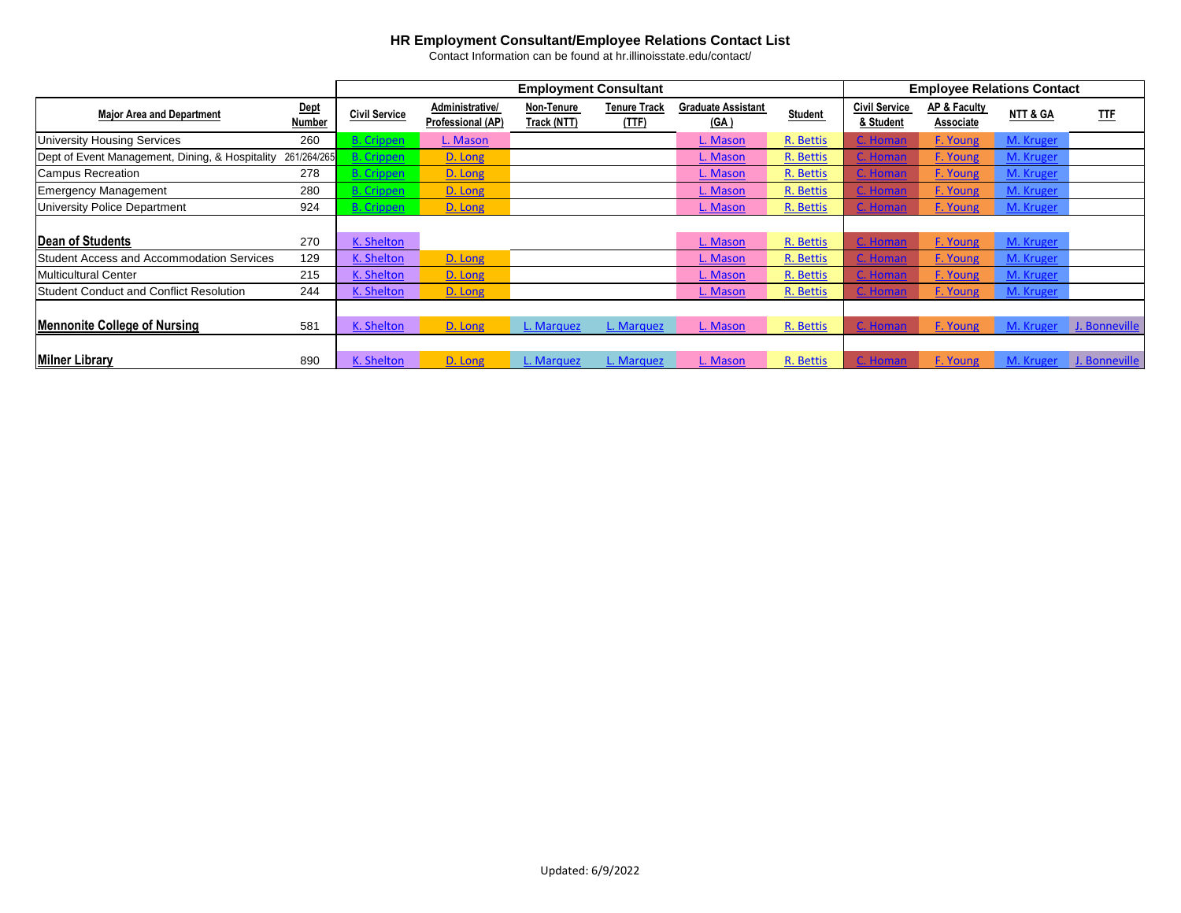# HR Employment Consultant/Employee Relations Contact List

Contact Information can be found at hr.illinoisstate.edu/contact/

| | | Employment Consultant | | | | | | Employee Relations Contact | | | |
|---|---|---|---|---|---|---|---|---|---|---|---|
| **Major Area and Department** | **Dept Number** | **Civil Service** | **Administrative/ Professional (AP)** | **Non-Tenure Track (NTT)** | **Tenure Track (TTF)** | **Graduate Assistant (GA )** | **Student** | **Civil Service & Student** | **AP & Faculty Associate** | **NTT & GA** | **TTF** |
| University Housing Services | 260 | B. Crippen | L. Mason | | | L. Mason | R. Bettis | C. Homan | F. Young | M. Kruger | |
| Dept of Event Management, Dining, & Hospitality | 261/264/265 | B. Crippen | D. Long | | | L. Mason | R. Bettis | C. Homan | F. Young | M. Kruger | |
| Campus Recreation | 278 | B. Crippen | D. Long | | | L. Mason | R. Bettis | C. Homan | F. Young | M. Kruger | |
| Emergency Management | 280 | B. Crippen | D. Long | | | L. Mason | R. Bettis | C. Homan | F. Young | M. Kruger | |
| University Police Department | 924 | B. Crippen | D. Long | | | L. Mason | R. Bettis | C. Homan | F. Young | M. Kruger | |
| **Dean of Students** | 270 | K. Shelton | | | | L. Mason | R. Bettis | C. Homan | F. Young | M. Kruger | |
| Student Access and Accommodation Services | 129 | K. Shelton | D. Long | | | L. Mason | R. Bettis | C. Homan | F. Young | M. Kruger | |
| Multicultural Center | 215 | K. Shelton | D. Long | | | L. Mason | R. Bettis | C. Homan | F. Young | M. Kruger | |
| Student Conduct and Conflict Resolution | 244 | K. Shelton | D. Long | | | L. Mason | R. Bettis | C. Homan | F. Young | M. Kruger | |
| **Mennonite College of Nursing** | 581 | K. Shelton | D. Long | L. Marquez | L. Marquez | L. Mason | R. Bettis | C. Homan | F. Young | M. Kruger | J. Bonneville |
| **Milner Library** | 890 | K. Shelton | D. Long | L. Marquez | L. Marquez | L. Mason | R. Bettis | C. Homan | F. Young | M. Kruger | J. Bonneville |

Updated: 6/9/2022